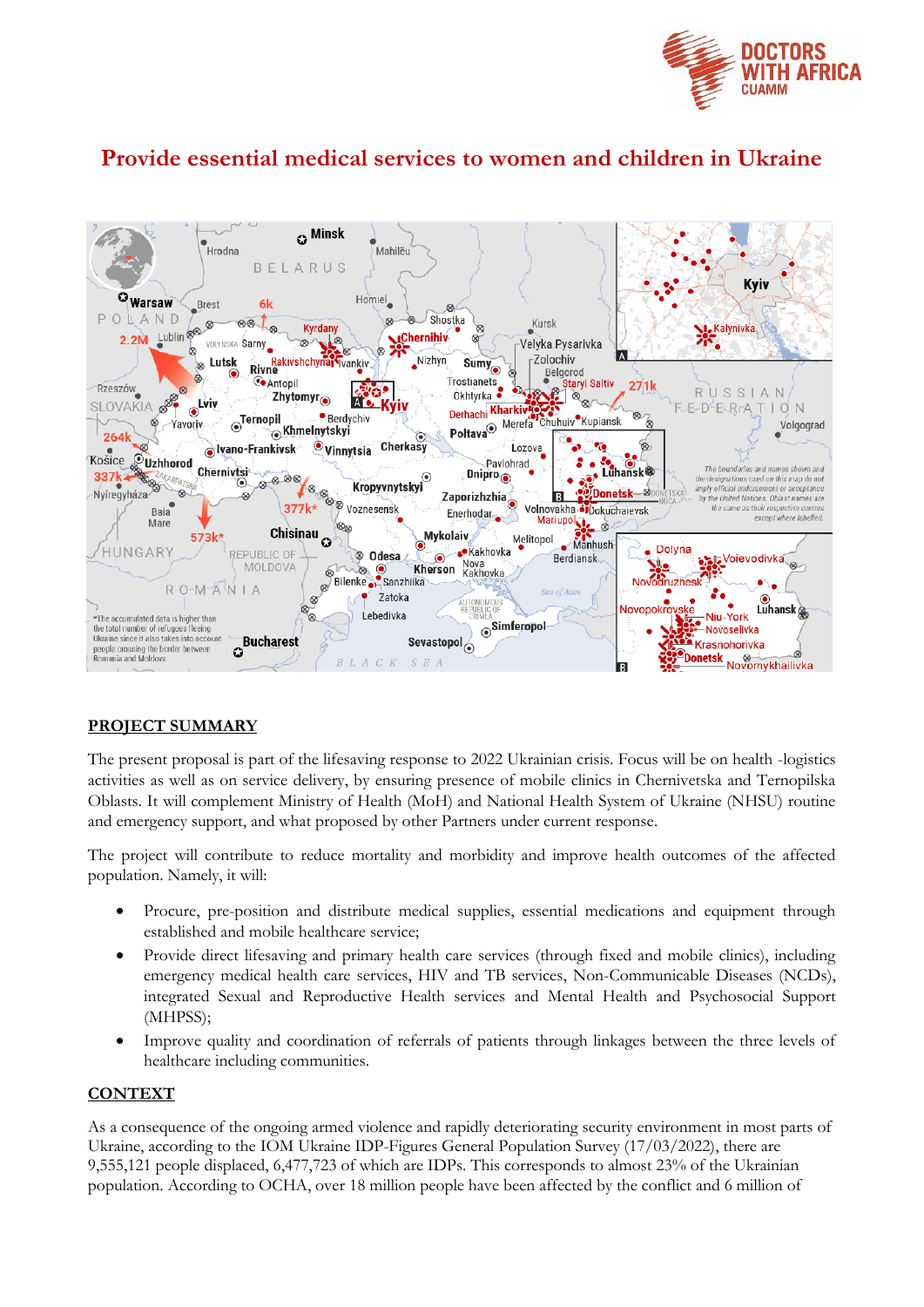# Provide essential medical services to women and children in Ukraine

## PROJECT SUMMARY

The present proposal is part of the lifesaving response to 2022 Ukrainian crisis. Focus will be on health -logistics activities as well as on service delivery, by ensuring presence of mobile clinics in Chernivetska and Ternopilska Oblasts. It will complement Ministry of Health (MoH) and National Health System of Ukraine (NHSU) routine and emergency support, and what proposed by other Partners under current response.

The project will contribute to reduce mortality and morbidity and improve health outcomes of the affected population. Namely, it will:

- Procure, pre-position and distribute medical supplies, essential medications and equipment through established and mobile healthcare service;
- Provide direct lifesaving and primary health care services (through fixed and mobile clinics), including emergency medical health care services, HIV and TB services, Non-Communicable Diseases (NCDs), integrated Sexual and Reproductive Health services and Mental Health and Psychosocial Support (MHPSS);
- Improve quality and coordination of referrals of patients through linkages between the three levels of healthcare including communities.

## CONTEXT

As a consequence of the ongoing armed violence and rapidly deteriorating security environment in most parts of Ukraine, according to the IOM Ukraine IDP-Figures General Population Survey (17/03/2022), there are 9,555,121 people displaced, 6,477,723 of which are IDPs. This corresponds to almost 23% of the Ukrainian population. According to OCHA, over 18 million people have been affected by the conflict and 6 million of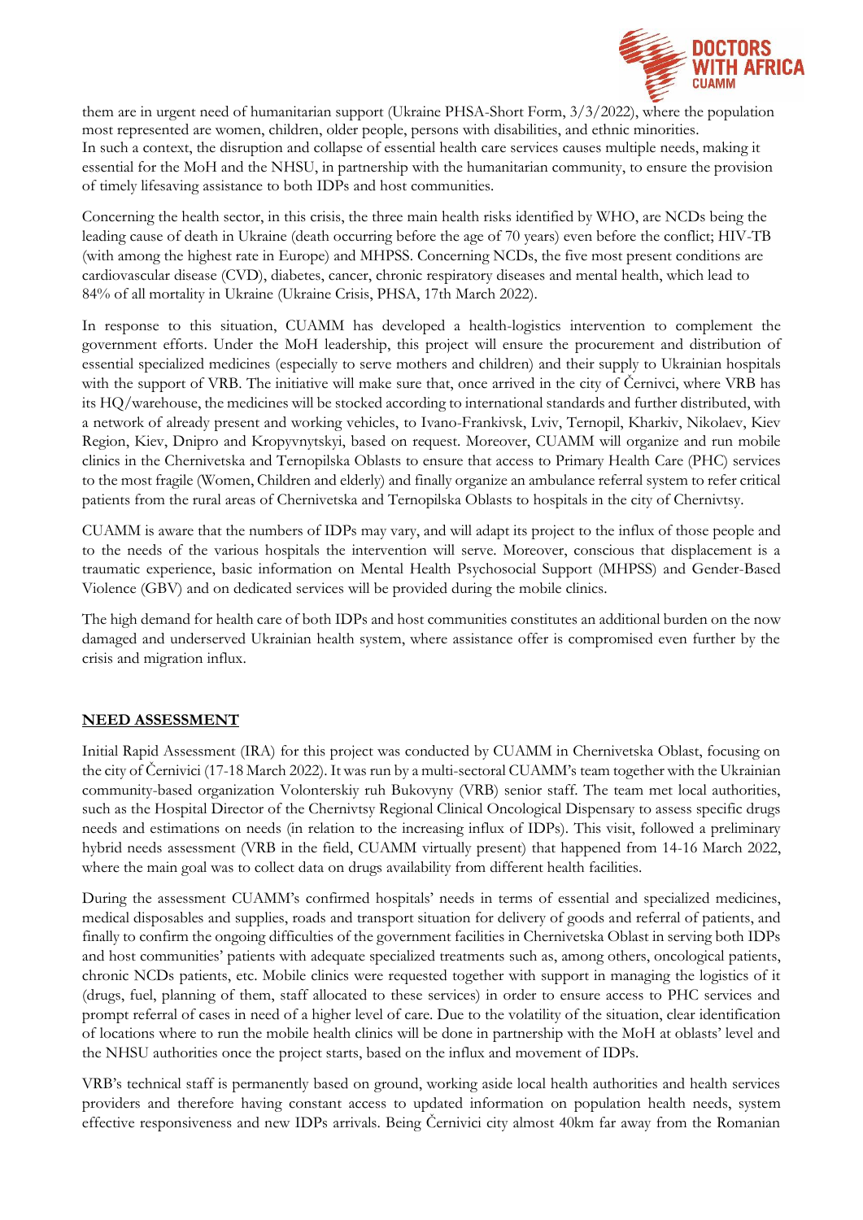them are in urgent need of humanitarian support (Ukraine PHSA-Short Form, 3/3/2022), where the population most represented are women, children, older people, persons with disabilities, and ethnic minorities. In such a context, the disruption and collapse of essential health care services causes multiple needs, making it essential for the MoH and the NHSU, in partnership with the humanitarian community, to ensure the provision of timely lifesaving assistance to both IDPs and host communities.

Concerning the health sector, in this crisis, the three main health risks identified by WHO, are NCDs being the leading cause of death in Ukraine (death occurring before the age of 70 years) even before the conflict; HIV-TB (with among the highest rate in Europe) and MHPSS. Concerning NCDs, the five most present conditions are cardiovascular disease (CVD), diabetes, cancer, chronic respiratory diseases and mental health, which lead to 84% of all mortality in Ukraine (Ukraine Crisis, PHSA, 17th March 2022).

In response to this situation, CUAMM has developed a health-logistics intervention to complement the government efforts. Under the MoH leadership, this project will ensure the procurement and distribution of essential specialized medicines (especially to serve mothers and children) and their supply to Ukrainian hospitals with the support of VRB. The initiative will make sure that, once arrived in the city of Černivci, where VRB has its HQ/warehouse, the medicines will be stocked according to international standards and further distributed, with a network of already present and working vehicles, to Ivano-Frankivsk, Lviv, Ternopil, Kharkiv, Nikolaev, Kiev Region, Kiev, Dnipro and Kropyvnytskyi, based on request. Moreover, CUAMM will organize and run mobile clinics in the Chernivetska and Ternopilska Oblasts to ensure that access to Primary Health Care (PHC) services to the most fragile (Women, Children and elderly) and finally organize an ambulance referral system to refer critical patients from the rural areas of Chernivetska and Ternopilska Oblasts to hospitals in the city of Chernivtsy.

CUAMM is aware that the numbers of IDPs may vary, and will adapt its project to the influx of those people and to the needs of the various hospitals the intervention will serve. Moreover, conscious that displacement is a traumatic experience, basic information on Mental Health Psychosocial Support (MHPSS) and Gender-Based Violence (GBV) and on dedicated services will be provided during the mobile clinics.

The high demand for health care of both IDPs and host communities constitutes an additional burden on the now damaged and underserved Ukrainian health system, where assistance offer is compromised even further by the crisis and migration influx.

## NEED ASSESSMENT

Initial Rapid Assessment (IRA) for this project was conducted by CUAMM in Chernivetska Oblast, focusing on the city of Černivici (17-18 March 2022). It was run by a multi-sectoral CUAMM's team together with the Ukrainian community-based organization Volonterskiy ruh Bukovyny (VRB) senior staff. The team met local authorities, such as the Hospital Director of the Chernivtsy Regional Clinical Oncological Dispensary to assess specific drugs needs and estimations on needs (in relation to the increasing influx of IDPs). This visit, followed a preliminary hybrid needs assessment (VRB in the field, CUAMM virtually present) that happened from 14-16 March 2022, where the main goal was to collect data on drugs availability from different health facilities.

During the assessment CUAMM's confirmed hospitals' needs in terms of essential and specialized medicines, medical disposables and supplies, roads and transport situation for delivery of goods and referral of patients, and finally to confirm the ongoing difficulties of the government facilities in Chernivetska Oblast in serving both IDPs and host communities' patients with adequate specialized treatments such as, among others, oncological patients, chronic NCDs patients, etc. Mobile clinics were requested together with support in managing the logistics of it (drugs, fuel, planning of them, staff allocated to these services) in order to ensure access to PHC services and prompt referral of cases in need of a higher level of care. Due to the volatility of the situation, clear identification of locations where to run the mobile health clinics will be done in partnership with the MoH at oblasts' level and the NHSU authorities once the project starts, based on the influx and movement of IDPs.

VRB's technical staff is permanently based on ground, working aside local health authorities and health services providers and therefore having constant access to updated information on population health needs, system effective responsiveness and new IDPs arrivals. Being Černivici city almost 40km far away from the Romanian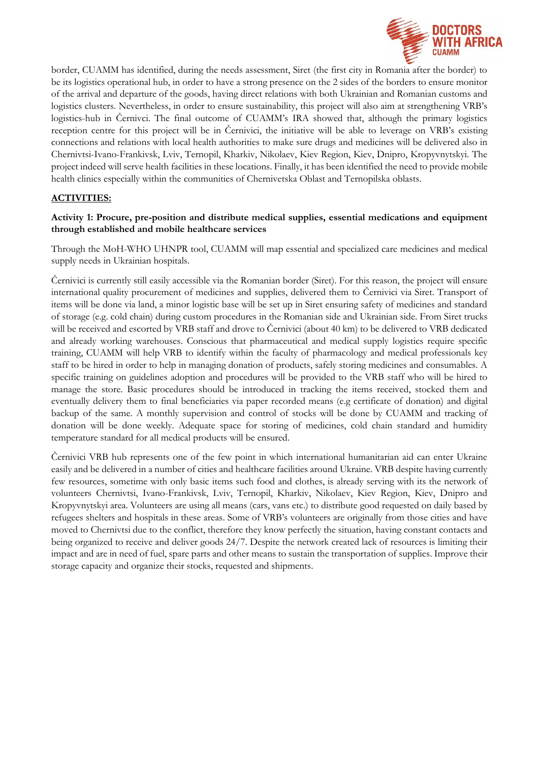border, CUAMM has identified, during the needs assessment, Siret (the first city in Romania after the border) to be its logistics operational hub, in order to have a strong presence on the 2 sides of the borders to ensure monitor of the arrival and departure of the goods, having direct relations with both Ukrainian and Romanian customs and logistics clusters. Nevertheless, in order to ensure sustainability, this project will also aim at strengthening VRB's logistics-hub in Černivci. The final outcome of CUAMM's IRA showed that, although the primary logistics reception centre for this project will be in Černivici, the initiative will be able to leverage on VRB's existing connections and relations with local health authorities to make sure drugs and medicines will be delivered also in Chernivtsi-Ivano-Frankivsk, Lviv, Ternopil, Kharkiv, Nikolaev, Kiev Region, Kiev, Dnipro, Kropyvnytskyi. The project indeed will serve health facilities in these locations. Finally, it has been identified the need to provide mobile health clinics especially within the communities of Chernivetska Oblast and Ternopilska oblasts.

## ACTIVITIES:

### Activity 1: Procure, pre-position and distribute medical supplies, essential medications and equipment through established and mobile healthcare services

Through the MoH-WHO UHNPR tool, CUAMM will map essential and specialized care medicines and medical supply needs in Ukrainian hospitals.

Černivici is currently still easily accessible via the Romanian border (Siret). For this reason, the project will ensure international quality procurement of medicines and supplies, delivered them to Černivici via Siret. Transport of items will be done via land, a minor logistic base will be set up in Siret ensuring safety of medicines and standard of storage (e.g. cold chain) during custom procedures in the Romanian side and Ukrainian side. From Siret trucks will be received and escorted by VRB staff and drove to Černivici (about 40 km) to be delivered to VRB dedicated and already working warehouses. Conscious that pharmaceutical and medical supply logistics require specific training, CUAMM will help VRB to identify within the faculty of pharmacology and medical professionals key staff to be hired in order to help in managing donation of products, safely storing medicines and consumables. A specific training on guidelines adoption and procedures will be provided to the VRB staff who will be hired to manage the store. Basic procedures should be introduced in tracking the items received, stocked them and eventually delivery them to final beneficiaries via paper recorded means (e.g certificate of donation) and digital backup of the same. A monthly supervision and control of stocks will be done by CUAMM and tracking of donation will be done weekly. Adequate space for storing of medicines, cold chain standard and humidity temperature standard for all medical products will be ensured.

Černivici VRB hub represents one of the few point in which international humanitarian aid can enter Ukraine easily and be delivered in a number of cities and healthcare facilities around Ukraine. VRB despite having currently few resources, sometime with only basic items such food and clothes, is already serving with its the network of volunteers Chernivtsi, Ivano-Frankivsk, Lviv, Ternopil, Kharkiv, Nikolaev, Kiev Region, Kiev, Dnipro and Kropyvnytskyi area. Volunteers are using all means (cars, vans etc.) to distribute good requested on daily based by refugees shelters and hospitals in these areas. Some of VRB's volunteers are originally from those cities and have moved to Chernivtsi due to the conflict, therefore they know perfectly the situation, having constant contacts and being organized to receive and deliver goods 24/7. Despite the network created lack of resources is limiting their impact and are in need of fuel, spare parts and other means to sustain the transportation of supplies. Improve their storage capacity and organize their stocks, requested and shipments.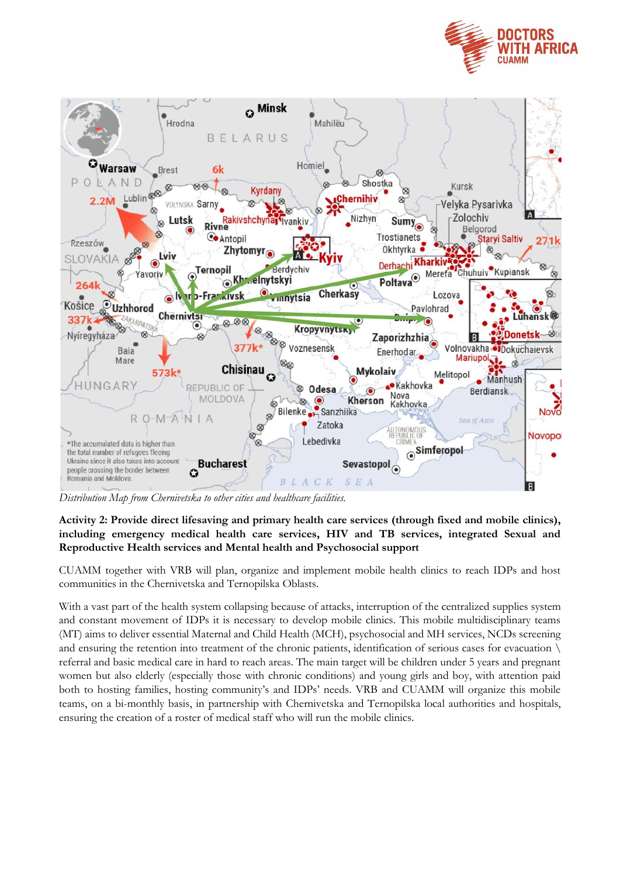*Distribution Map from Chernivetska to other cities and healthcare facilities.*

**Activity 2: Provide direct lifesaving and primary health care services (through fixed and mobile clinics), including emergency medical health care services, HIV and TB services, integrated Sexual and Reproductive Health services and Mental health and Psychosocial support**

CUAMM together with VRB will plan, organize and implement mobile health clinics to reach IDPs and host communities in the Chernivetska and Ternopilska Oblasts.

With a vast part of the health system collapsing because of attacks, interruption of the centralized supplies system and constant movement of IDPs it is necessary to develop mobile clinics. This mobile multidisciplinary teams (MT) aims to deliver essential Maternal and Child Health (MCH), psychosocial and MH services, NCDs screening and ensuring the retention into treatment of the chronic patients, identification of serious cases for evacuation \ referral and basic medical care in hard to reach areas. The main target will be children under 5 years and pregnant women but also elderly (especially those with chronic conditions) and young girls and boy, with attention paid both to hosting families, hosting community's and IDPs' needs. VRB and CUAMM will organize this mobile teams, on a bi-monthly basis, in partnership with Chernivetska and Ternopilska local authorities and hospitals, ensuring the creation of a roster of medical staff who will run the mobile clinics.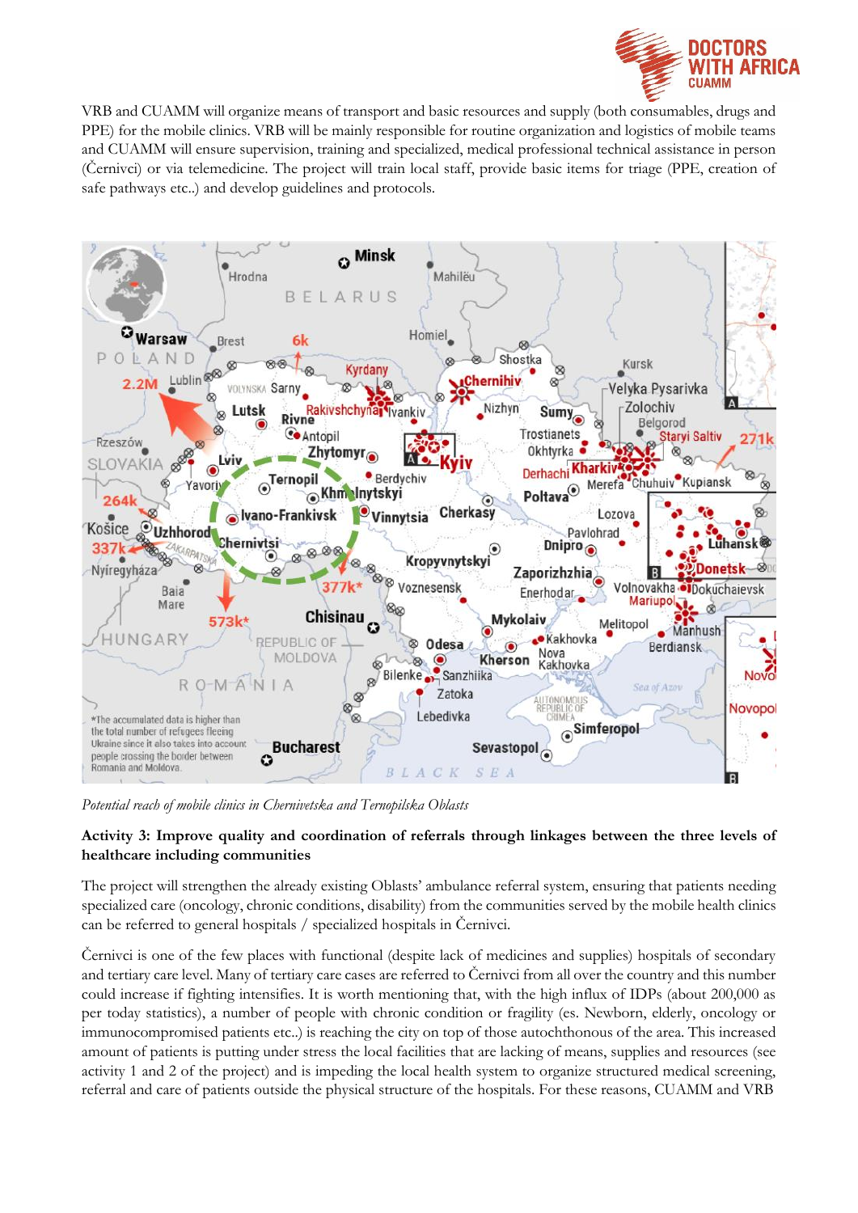VRB and CUAMM will organize means of transport and basic resources and supply (both consumables, drugs and PPE) for the mobile clinics. VRB will be mainly responsible for routine organization and logistics of mobile teams and CUAMM will ensure supervision, training and specialized, medical professional technical assistance in person (Černivci) or via telemedicine. The project will train local staff, provide basic items for triage (PPE, creation of safe pathways etc..) and develop guidelines and protocols.

*Potential reach of mobile clinics in Chernivetska and Ternopilska Oblasts*

**Activity 3: Improve quality and coordination of referrals through linkages between the three levels of healthcare including communities**

The project will strengthen the already existing Oblasts' ambulance referral system, ensuring that patients needing specialized care (oncology, chronic conditions, disability) from the communities served by the mobile health clinics can be referred to general hospitals / specialized hospitals in Černivci.

Černivci is one of the few places with functional (despite lack of medicines and supplies) hospitals of secondary and tertiary care level. Many of tertiary care cases are referred to Černivci from all over the country and this number could increase if fighting intensifies. It is worth mentioning that, with the high influx of IDPs (about 200,000 as per today statistics), a number of people with chronic condition or fragility (es. Newborn, elderly, oncology or immunocompromised patients etc..) is reaching the city on top of those autochthonous of the area. This increased amount of patients is putting under stress the local facilities that are lacking of means, supplies and resources (see activity 1 and 2 of the project) and is impeding the local health system to organize structured medical screening, referral and care of patients outside the physical structure of the hospitals. For these reasons, CUAMM and VRB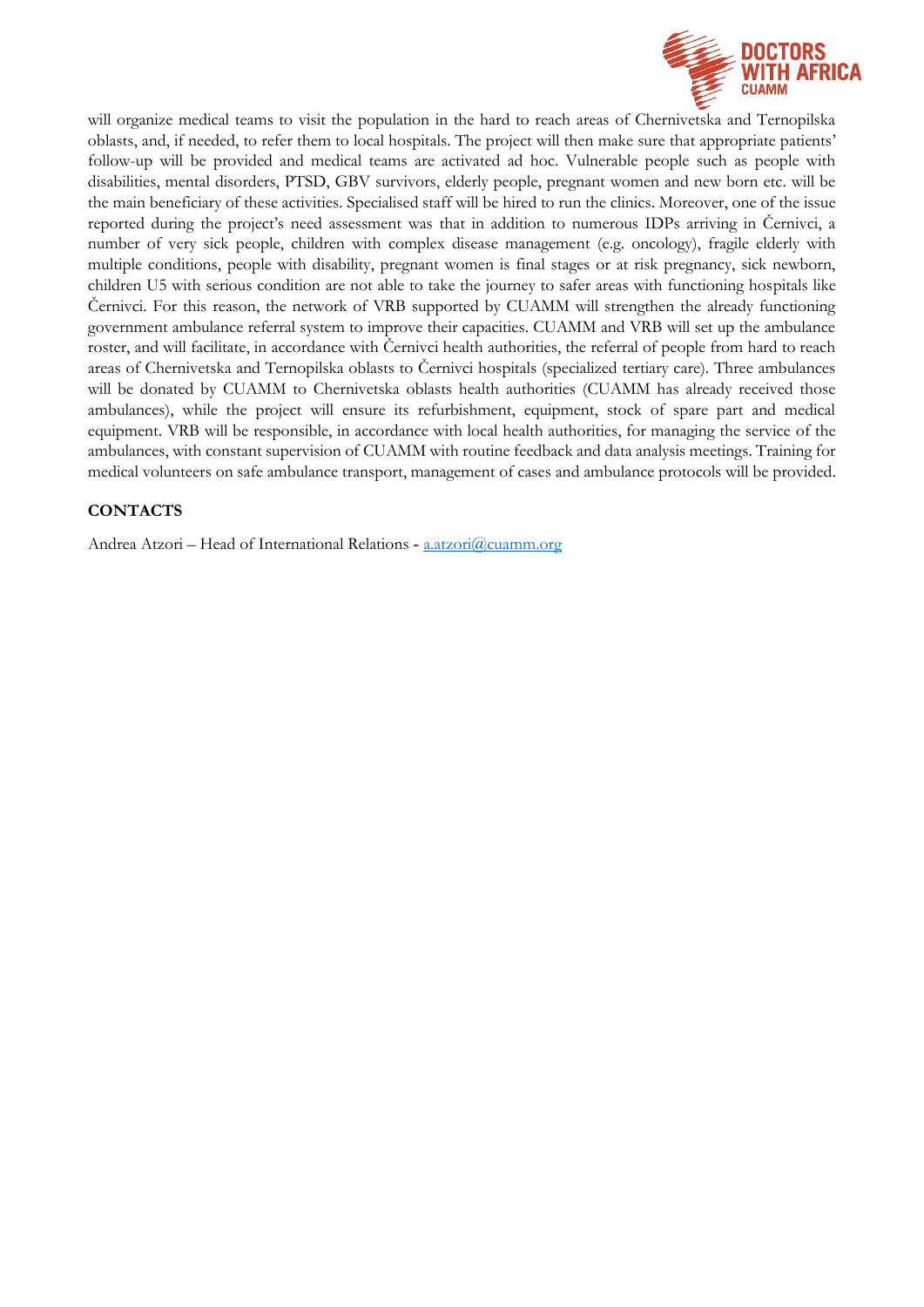will organize medical teams to visit the population in the hard to reach areas of Chernivetska and Ternopilska oblasts, and, if needed, to refer them to local hospitals. The project will then make sure that appropriate patients' follow-up will be provided and medical teams are activated ad hoc. Vulnerable people such as people with disabilities, mental disorders, PTSD, GBV survivors, elderly people, pregnant women and new born etc. will be the main beneficiary of these activities. Specialised staff will be hired to run the clinics. Moreover, one of the issue reported during the project's need assessment was that in addition to numerous IDPs arriving in Černivci, a number of very sick people, children with complex disease management (e.g. oncology), fragile elderly with multiple conditions, people with disability, pregnant women is final stages or at risk pregnancy, sick newborn, children U5 with serious condition are not able to take the journey to safer areas with functioning hospitals like Černivci. For this reason, the network of VRB supported by CUAMM will strengthen the already functioning government ambulance referral system to improve their capacities. CUAMM and VRB will set up the ambulance roster, and will facilitate, in accordance with Černivci health authorities, the referral of people from hard to reach areas of Chernivetska and Ternopilska oblasts to Černivci hospitals (specialized tertiary care). Three ambulances will be donated by CUAMM to Chernivetska oblasts health authorities (CUAMM has already received those ambulances), while the project will ensure its refurbishment, equipment, stock of spare part and medical equipment. VRB will be responsible, in accordance with local health authorities, for managing the service of the ambulances, with constant supervision of CUAMM with routine feedback and data analysis meetings. Training for medical volunteers on safe ambulance transport, management of cases and ambulance protocols will be provided.

**CONTACTS**

Andrea Atzori – Head of International Relations - a.atzori@cuamm.org